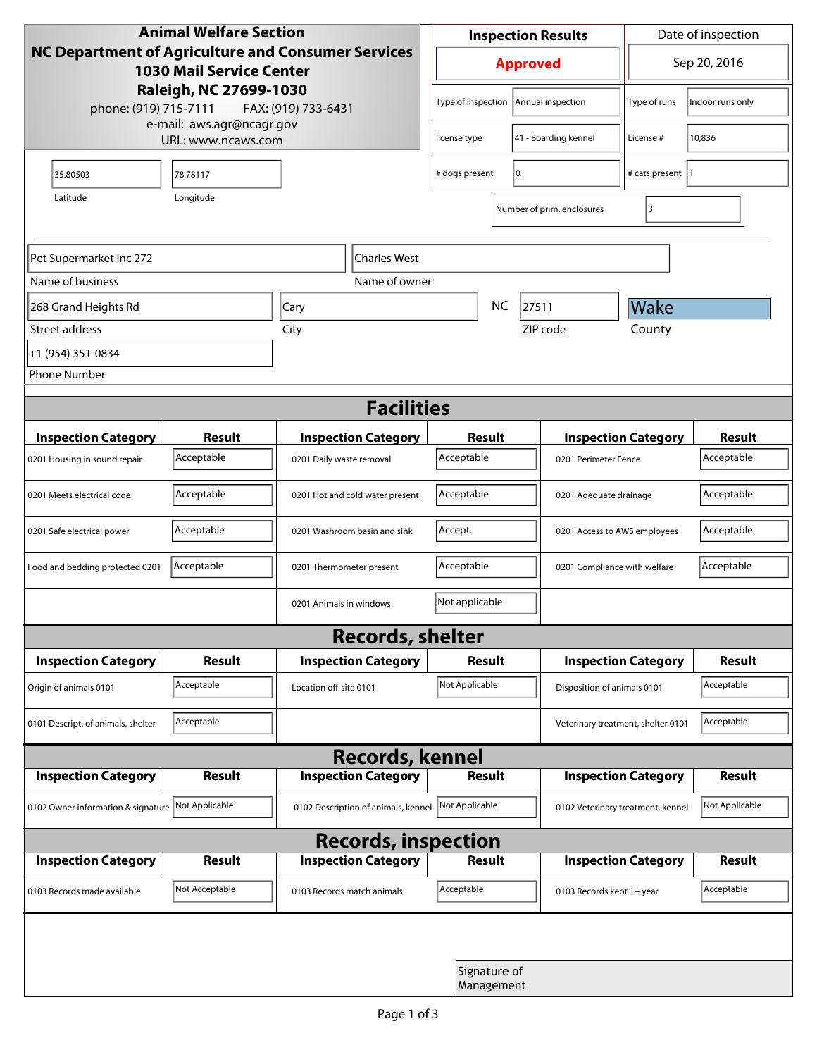**Animal Welfare Section**
**NC Department of Agriculture and Consumer Services**
**1030 Mail Service Center**
**Raleigh, NC 27699-1030**
phone: (919) 715-7111 FAX: (919) 733-6431
e-mail: aws.agr@ncagr.gov
URL: www.ncaws.com

| Inspection Results | Date of inspection |
|---|---|
| **Approved** | Sep 20, 2016 |

| | | | |
|---|---|---|---|
| Type of inspection | Annual inspection | Type of runs | Indoor runs only |
| license type | 41 - Boarding kennel | License # | 10,836 |
| # dogs present | 0 | # cats present | 1 |
| Number of prim. enclosures | 3 | | |

| Latitude | Longitude |
|---|---|
| 35.80503 | 78.78117 |

| Name of business | Name of owner |
|---|---|
| Pet Supermarket Inc 272 | Charles West |

| Street address | City | | ZIP code | County |
|---|---|---|---|---|
| 268 Grand Heights Rd | Cary | NC | 27511 | Wake |

Phone Number: +1 (954) 351-0834

## Facilities

| Inspection Category | Result | Inspection Category | Result | Inspection Category | Result |
|---|---|---|---|---|---|
| 0201 Housing in sound repair | Acceptable | 0201 Daily waste removal | Acceptable | 0201 Perimeter Fence | Acceptable |
| 0201 Meets electrical code | Acceptable | 0201 Hot and cold water present | Acceptable | 0201 Adequate drainage | Acceptable |
| 0201 Safe electrical power | Acceptable | 0201 Washroom basin and sink | Accept. | 0201 Access to AWS employees | Acceptable |
| Food and bedding protected 0201 | Acceptable | 0201 Thermometer present | Acceptable | 0201 Compliance with welfare | Acceptable |
| | | 0201 Animals in windows | Not applicable | | |

## Records, shelter

| Inspection Category | Result | Inspection Category | Result | Inspection Category | Result |
|---|---|---|---|---|---|
| Origin of animals 0101 | Acceptable | Location off-site 0101 | Not Applicable | Disposition of animals 0101 | Acceptable |
| 0101 Descript. of animals, shelter | Acceptable | | | Veterinary treatment, shelter 0101 | Acceptable |

## Records, kennel

| Inspection Category | Result | Inspection Category | Result | Inspection Category | Result |
|---|---|---|---|---|---|
| 0102 Owner information & signature | Not Applicable | 0102 Description of animals, kennel | Not Applicable | 0102 Veterinary treatment, kennel | Not Applicable |

## Records, inspection

| Inspection Category | Result | Inspection Category | Result | Inspection Category | Result |
|---|---|---|---|---|---|
| 0103 Records made available | Not Acceptable | 0103 Records match animals | Acceptable | 0103 Records kept 1+ year | Acceptable |

Signature of Management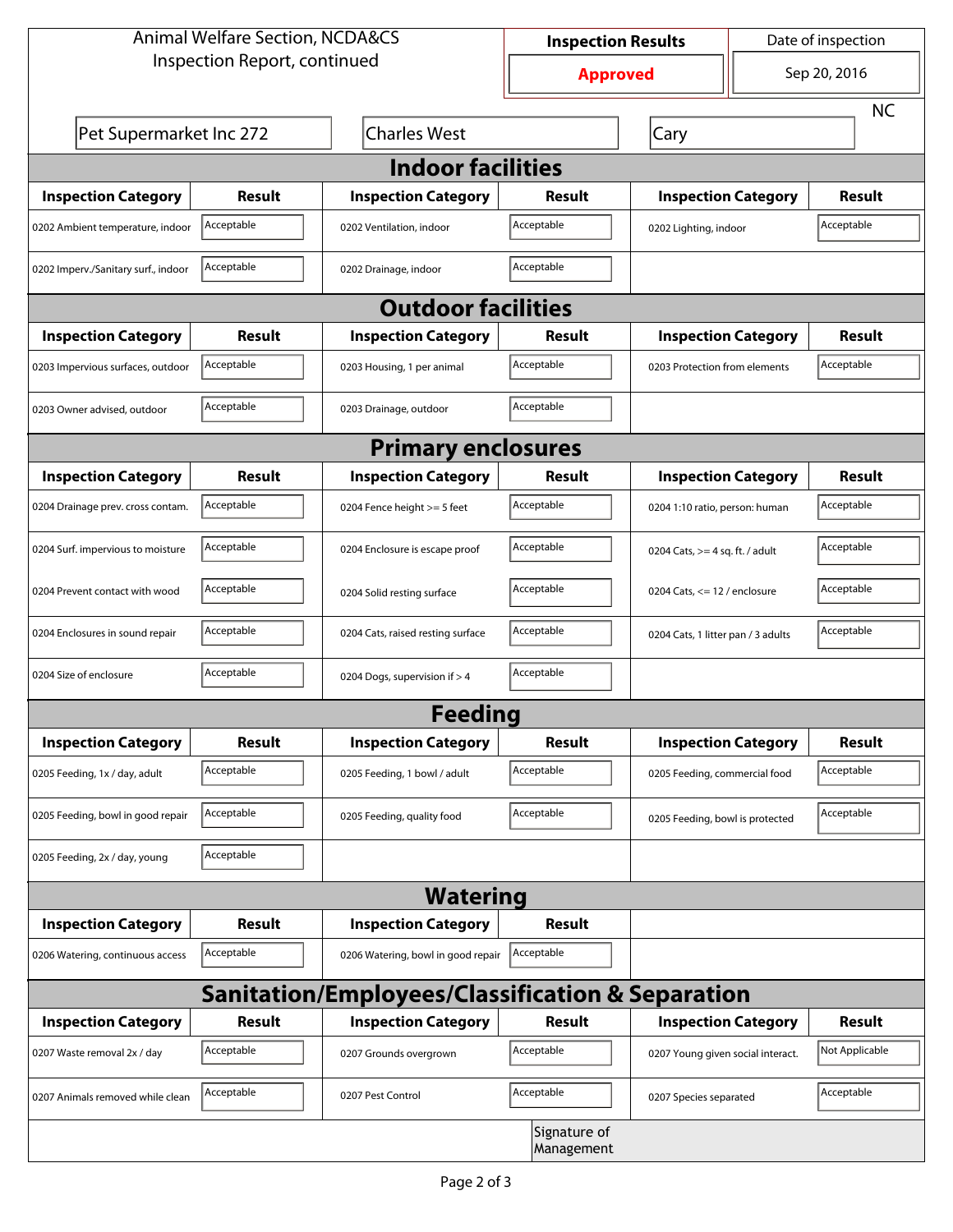Animal Welfare Section, NCDA&CS
Inspection Report, continued

| Inspection Results | Date of inspection |
|---|---|
| **Approved** | Sep 20, 2016 |

| | | | |
|---|---|---|---|
| Pet Supermarket Inc 272 | Charles West | Cary | NC |

## Indoor facilities

| Inspection Category | Result | Inspection Category | Result | Inspection Category | Result |
|---|---|---|---|---|---|
| 0202 Ambient temperature, indoor | Acceptable | 0202 Ventilation, indoor | Acceptable | 0202 Lighting, indoor | Acceptable |
| 0202 Imperv./Sanitary surf., indoor | Acceptable | 0202 Drainage, indoor | Acceptable | | |

## Outdoor facilities

| Inspection Category | Result | Inspection Category | Result | Inspection Category | Result |
|---|---|---|---|---|---|
| 0203 Impervious surfaces, outdoor | Acceptable | 0203 Housing, 1 per animal | Acceptable | 0203 Protection from elements | Acceptable |
| 0203 Owner advised, outdoor | Acceptable | 0203 Drainage, outdoor | Acceptable | | |

## Primary enclosures

| Inspection Category | Result | Inspection Category | Result | Inspection Category | Result |
|---|---|---|---|---|---|
| 0204 Drainage prev. cross contam. | Acceptable | 0204 Fence height >= 5 feet | Acceptable | 0204 1:10 ratio, person: human | Acceptable |
| 0204 Surf. impervious to moisture | Acceptable | 0204 Enclosure is escape proof | Acceptable | 0204 Cats, >= 4 sq. ft. / adult | Acceptable |
| 0204 Prevent contact with wood | Acceptable | 0204 Solid resting surface | Acceptable | 0204 Cats, <= 12 / enclosure | Acceptable |
| 0204 Enclosures in sound repair | Acceptable | 0204 Cats, raised resting surface | Acceptable | 0204 Cats, 1 litter pan / 3 adults | Acceptable |
| 0204 Size of enclosure | Acceptable | 0204 Dogs, supervision if > 4 | Acceptable | | |

## Feeding

| Inspection Category | Result | Inspection Category | Result | Inspection Category | Result |
|---|---|---|---|---|---|
| 0205 Feeding, 1x / day, adult | Acceptable | 0205 Feeding, 1 bowl / adult | Acceptable | 0205 Feeding, commercial food | Acceptable |
| 0205 Feeding, bowl in good repair | Acceptable | 0205 Feeding, quality food | Acceptable | 0205 Feeding, bowl is protected | Acceptable |
| 0205 Feeding, 2x / day, young | Acceptable | | | | |

## Watering

| Inspection Category | Result | Inspection Category | Result |
|---|---|---|---|
| 0206 Watering, continuous access | Acceptable | 0206 Watering, bowl in good repair | Acceptable |

## Sanitation/Employees/Classification & Separation

| Inspection Category | Result | Inspection Category | Result | Inspection Category | Result |
|---|---|---|---|---|---|
| 0207 Waste removal 2x / day | Acceptable | 0207 Grounds overgrown | Acceptable | 0207 Young given social interact. | Not Applicable |
| 0207 Animals removed while clean | Acceptable | 0207 Pest Control | Acceptable | 0207 Species separated | Acceptable |

Signature of Management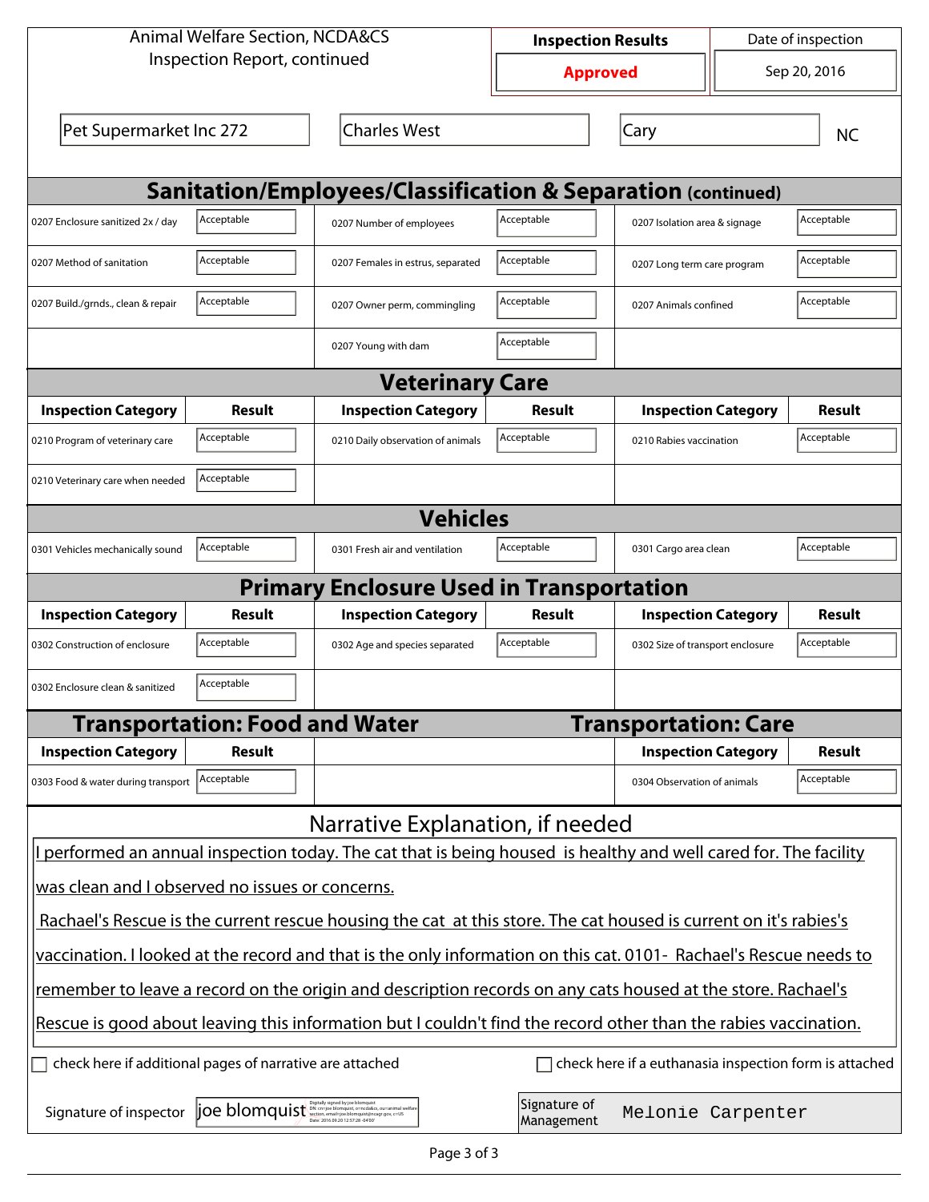| Animal Welfare Section, NCDA&CS Inspection Report, continued | Inspection Results | Date of inspection |
|---|---|---|
| | **Approved** | Sep 20, 2016 |

Pet Supermarket Inc 272 | Charles West | Cary | NC

## Sanitation/Employees/Classification & Separation (continued)

| | | | | | |
|---|---|---|---|---|---|
| 0207 Enclosure sanitized 2x / day | Acceptable | 0207 Number of employees | Acceptable | 0207 Isolation area & signage | Acceptable |
| 0207 Method of sanitation | Acceptable | 0207 Females in estrus, separated | Acceptable | 0207 Long term care program | Acceptable |
| 0207 Build./grnds., clean & repair | Acceptable | 0207 Owner perm, commingling | Acceptable | 0207 Animals confined | Acceptable |
| | | 0207 Young with dam | Acceptable | | |

## Veterinary Care

| Inspection Category | Result | Inspection Category | Result | Inspection Category | Result |
|---|---|---|---|---|---|
| 0210 Program of veterinary care | Acceptable | 0210 Daily observation of animals | Acceptable | 0210 Rabies vaccination | Acceptable |
| 0210 Veterinary care when needed | Acceptable | | | | |

## Vehicles

| | | | | | |
|---|---|---|---|---|---|
| 0301 Vehicles mechanically sound | Acceptable | 0301 Fresh air and ventilation | Acceptable | 0301 Cargo area clean | Acceptable |

## Primary Enclosure Used in Transportation

| Inspection Category | Result | Inspection Category | Result | Inspection Category | Result |
|---|---|---|---|---|---|
| 0302 Construction of enclosure | Acceptable | 0302 Age and species separated | Acceptable | 0302 Size of transport enclosure | Acceptable |
| 0302 Enclosure clean & sanitized | Acceptable | | | | |

## Transportation: Food and Water

| Inspection Category | Result |
|---|---|
| 0303 Food & water during transport | Acceptable |

## Transportation: Care

| Inspection Category | Result |
|---|---|
| 0304 Observation of animals | Acceptable |

## Narrative Explanation, if needed

I performed an annual inspection today. The cat that is being housed is healthy and well cared for. The facility was clean and I observed no issues or concerns.

Rachael's Rescue is the current rescue housing the cat at this store. The cat housed is current on it's rabies's vaccination. I looked at the record and that is the only information on this cat. 0101- Rachael's Rescue needs to remember to leave a record on the origin and description records on any cats housed at the store. Rachael's Rescue is good about leaving this information but I couldn't find the record other than the rabies vaccination.

☐ check here if additional pages of narrative are attached

☐ check here if a euthanasia inspection form is attached

Signature of inspector: joe blomquist (Digitally signed by joe blomquist, Date: 2016.09.20 12:57:28 -04'00')

Signature of Management: Melonie Carpenter